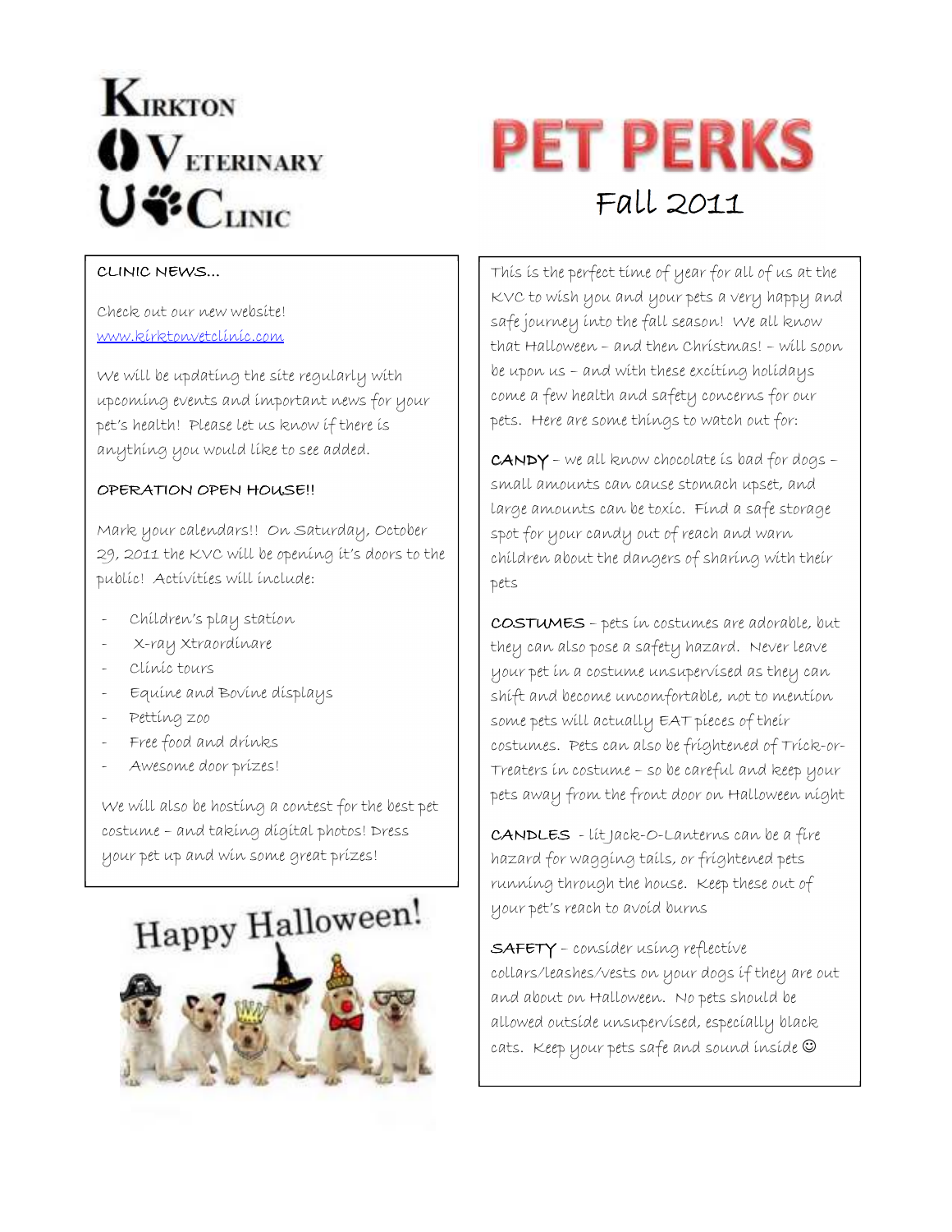# Kirkton Veterinary Clinic

# PET PERKS

## Fall 2011

### CLINIC NEWS…

Check out our new website!
www.kirktonvetclinic.com

We will be updating the site regularly with upcoming events and important news for your pet's health! Please let us know if there is anything you would like to see added.

### OPERATION OPEN HOUSE!!

Mark your calendars!! On Saturday, October 29, 2011 the KVC will be opening it's doors to the public! Activities will include:

- Children's play station
- X-ray Xtraordinare
- Clinic tours
- Equine and Bovine displays
- Petting zoo
- Free food and drinks
- Awesome door prizes!

We will also be hosting a contest for the best pet costume – and taking digital photos! Dress your pet up and win some great prizes!

Happy Halloween!

This is the perfect time of year for all of us at the KVC to wish you and your pets a very happy and safe journey into the fall season! We all know that Halloween – and then Christmas! – will soon be upon us – and with these exciting holidays come a few health and safety concerns for our pets. Here are some things to watch out for:

**CANDY** – we all know chocolate is bad for dogs – small amounts can cause stomach upset, and large amounts can be toxic. Find a safe storage spot for your candy out of reach and warn children about the dangers of sharing with their pets

**COSTUMES** – pets in costumes are adorable, but they can also pose a safety hazard. Never leave your pet in a costume unsupervised as they can shift and become uncomfortable, not to mention some pets will actually EAT pieces of their costumes. Pets can also be frightened of Trick-or-Treaters in costume – so be careful and keep your pets away from the front door on Halloween night

**CANDLES** - lit Jack-O-Lanterns can be a fire hazard for wagging tails, or frightened pets running through the house. Keep these out of your pet's reach to avoid burns

**SAFETY** – consider using reflective collars/leashes/vests on your dogs if they are out and about on Halloween. No pets should be allowed outside unsupervised, especially black cats. Keep your pets safe and sound inside ☺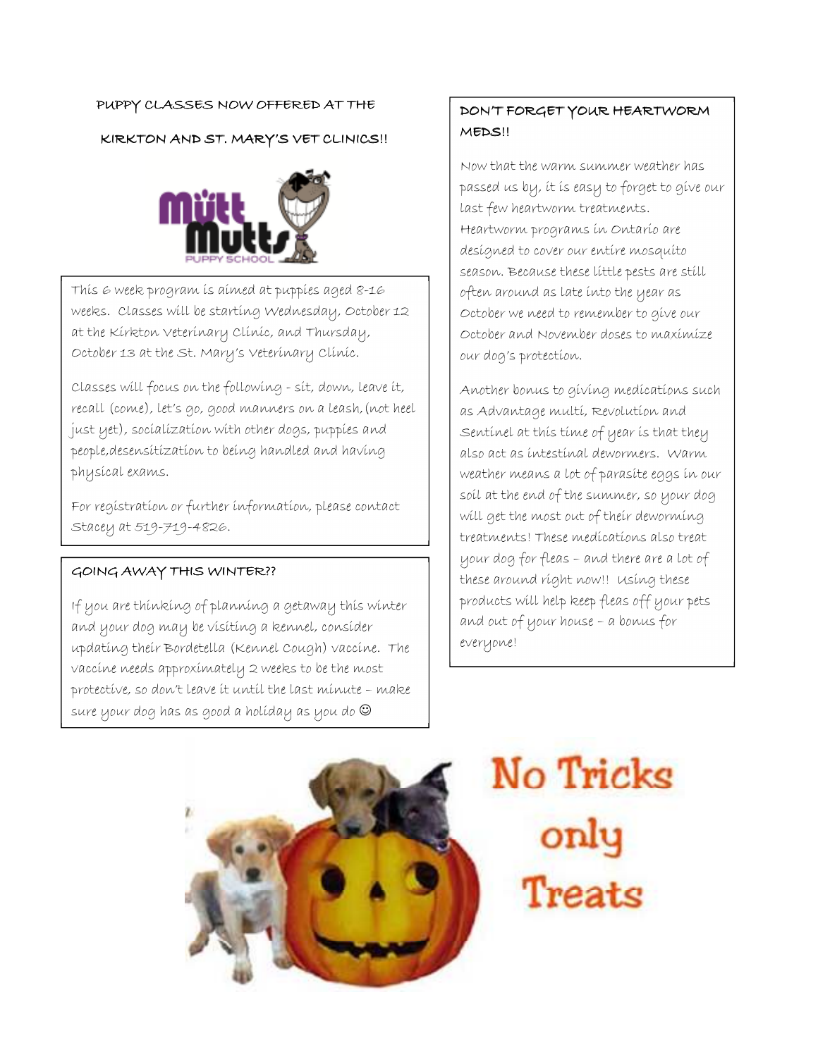## PUPPY CLASSES NOW OFFERED AT THE KIRKTON AND ST. MARY'S VET CLINICS!!

This 6 week program is aimed at puppies aged 8-16 weeks. Classes will be starting Wednesday, October 12 at the Kirkton Veterinary Clinic, and Thursday, October 13 at the St. Mary's Veterinary Clinic.

Classes will focus on the following - sit, down, leave it, recall (come), let's go, good manners on a leash, (not heel just yet), socialization with other dogs, puppies and people, desensitization to being handled and having physical exams.

For registration or further information, please contact Stacey at 519-719-4826.

## GOING AWAY THIS WINTER??

If you are thinking of planning a getaway this winter and your dog may be visiting a kennel, consider updating their Bordetella (Kennel Cough) vaccine. The vaccine needs approximately 2 weeks to be the most protective, so don't leave it until the last minute – make sure your dog has as good a holiday as you do ☺

## DON'T FORGET YOUR HEARTWORM MEDS!!

Now that the warm summer weather has passed us by, it is easy to forget to give our last few heartworm treatments. Heartworm programs in Ontario are designed to cover our entire mosquito season. Because these little pests are still often around as late into the year as October we need to remember to give our October and November doses to maximize our dog's protection.

Another bonus to giving medications such as Advantage multi, Revolution and Sentinel at this time of year is that they also act as intestinal dewormers. Warm weather means a lot of parasite eggs in our soil at the end of the summer, so your dog will get the most out of their deworming treatments! These medications also treat your dog for fleas – and there are a lot of these around right now!! Using these products will help keep fleas off your pets and out of your house – a bonus for everyone!

No Tricks only Treats